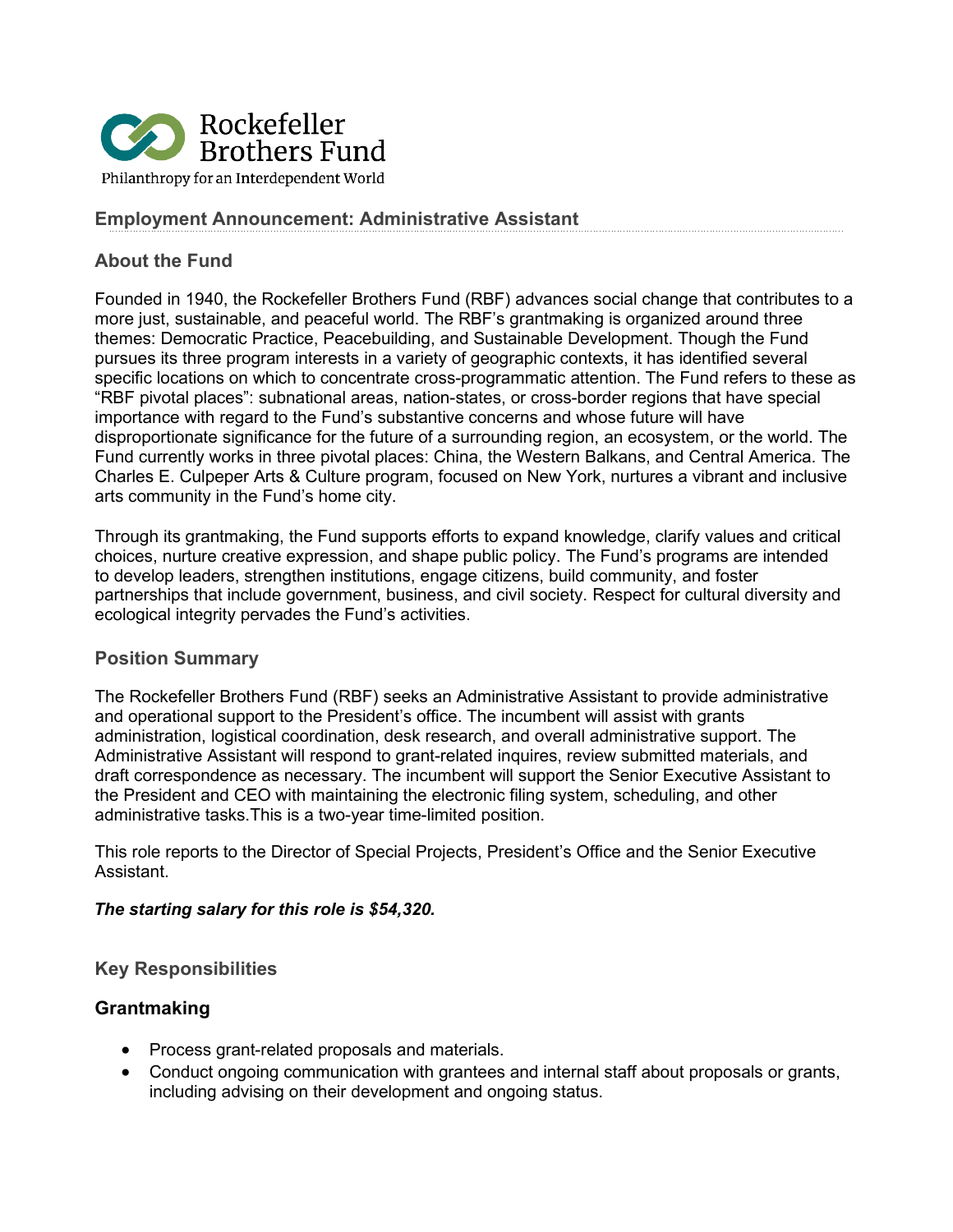Rockefeller Brothers Fund

Philanthropy for an Interdependent World

## Employment Announcement: Administrative Assistant

### About the Fund

Founded in 1940, the Rockefeller Brothers Fund (RBF) advances social change that contributes to a more just, sustainable, and peaceful world. The RBF's grantmaking is organized around three themes: Democratic Practice, Peacebuilding, and Sustainable Development. Though the Fund pursues its three program interests in a variety of geographic contexts, it has identified several specific locations on which to concentrate cross-programmatic attention. The Fund refers to these as "RBF pivotal places": subnational areas, nation-states, or cross-border regions that have special importance with regard to the Fund's substantive concerns and whose future will have disproportionate significance for the future of a surrounding region, an ecosystem, or the world. The Fund currently works in three pivotal places: China, the Western Balkans, and Central America. The Charles E. Culpeper Arts & Culture program, focused on New York, nurtures a vibrant and inclusive arts community in the Fund's home city.

Through its grantmaking, the Fund supports efforts to expand knowledge, clarify values and critical choices, nurture creative expression, and shape public policy. The Fund's programs are intended to develop leaders, strengthen institutions, engage citizens, build community, and foster partnerships that include government, business, and civil society. Respect for cultural diversity and ecological integrity pervades the Fund's activities.

### Position Summary

The Rockefeller Brothers Fund (RBF) seeks an Administrative Assistant to provide administrative and operational support to the President's office. The incumbent will assist with grants administration, logistical coordination, desk research, and overall administrative support. The Administrative Assistant will respond to grant-related inquires, review submitted materials, and draft correspondence as necessary. The incumbent will support the Senior Executive Assistant to the President and CEO with maintaining the electronic filing system, scheduling, and other administrative tasks.This is a two-year time-limited position.

This role reports to the Director of Special Projects, President's Office and the Senior Executive Assistant.

***The starting salary for this role is $54,320.***

### Key Responsibilities

#### Grantmaking

- Process grant-related proposals and materials.
- Conduct ongoing communication with grantees and internal staff about proposals or grants, including advising on their development and ongoing status.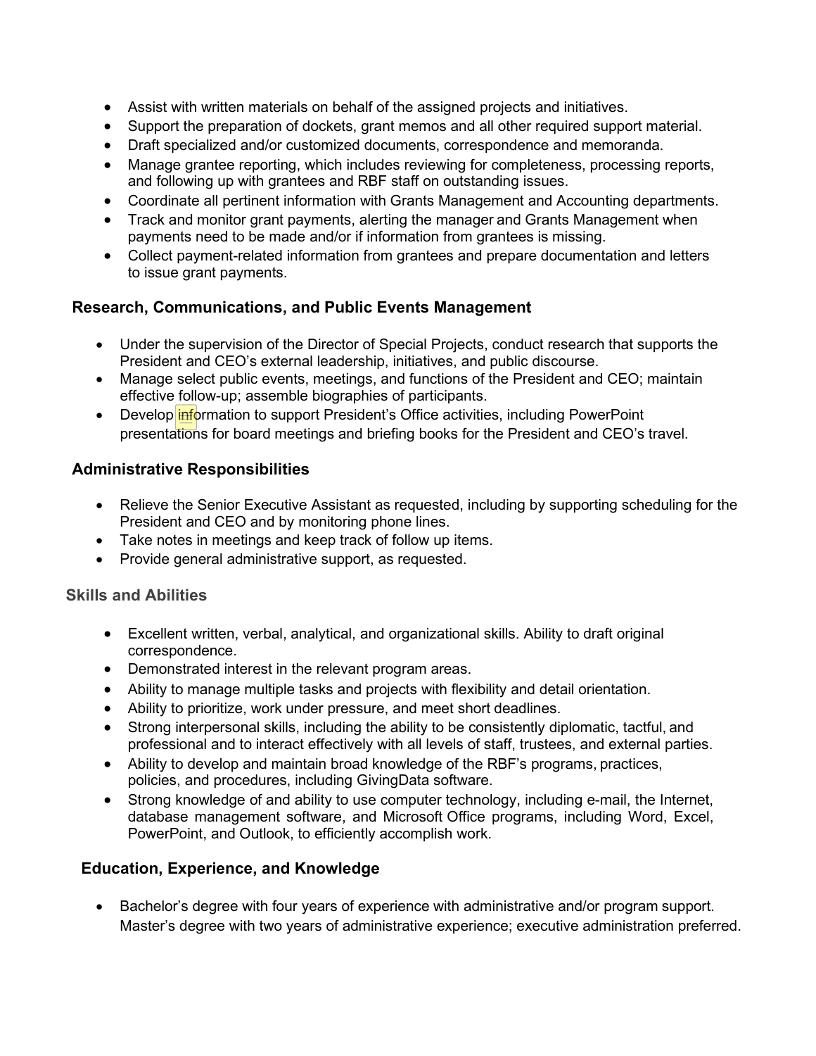- Assist with written materials on behalf of the assigned projects and initiatives.
- Support the preparation of dockets, grant memos and all other required support material.
- Draft specialized and/or customized documents, correspondence and memoranda.
- Manage grantee reporting, which includes reviewing for completeness, processing reports, and following up with grantees and RBF staff on outstanding issues.
- Coordinate all pertinent information with Grants Management and Accounting departments.
- Track and monitor grant payments, alerting the manager and Grants Management when payments need to be made and/or if information from grantees is missing.
- Collect payment-related information from grantees and prepare documentation and letters to issue grant payments.

### Research, Communications, and Public Events Management

- Under the supervision of the Director of Special Projects, conduct research that supports the President and CEO's external leadership, initiatives, and public discourse.
- Manage select public events, meetings, and functions of the President and CEO; maintain effective follow-up; assemble biographies of participants.
- Develop information to support President's Office activities, including PowerPoint presentations for board meetings and briefing books for the President and CEO's travel.

### Administrative Responsibilities

- Relieve the Senior Executive Assistant as requested, including by supporting scheduling for the President and CEO and by monitoring phone lines.
- Take notes in meetings and keep track of follow up items.
- Provide general administrative support, as requested.

### Skills and Abilities

- Excellent written, verbal, analytical, and organizational skills. Ability to draft original correspondence.
- Demonstrated interest in the relevant program areas.
- Ability to manage multiple tasks and projects with flexibility and detail orientation.
- Ability to prioritize, work under pressure, and meet short deadlines.
- Strong interpersonal skills, including the ability to be consistently diplomatic, tactful, and professional and to interact effectively with all levels of staff, trustees, and external parties.
- Ability to develop and maintain broad knowledge of the RBF's programs, practices, policies, and procedures, including GivingData software.
- Strong knowledge of and ability to use computer technology, including e-mail, the Internet, database management software, and Microsoft Office programs, including Word, Excel, PowerPoint, and Outlook, to efficiently accomplish work.

### Education, Experience, and Knowledge

- Bachelor's degree with four years of experience with administrative and/or program support. Master's degree with two years of administrative experience; executive administration preferred.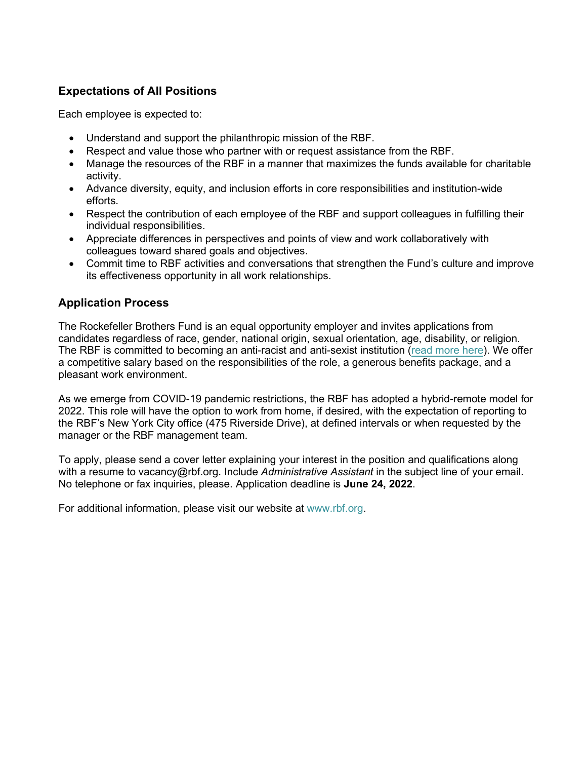## Expectations of All Positions

Each employee is expected to:

- Understand and support the philanthropic mission of the RBF.
- Respect and value those who partner with or request assistance from the RBF.
- Manage the resources of the RBF in a manner that maximizes the funds available for charitable activity.
- Advance diversity, equity, and inclusion efforts in core responsibilities and institution-wide efforts.
- Respect the contribution of each employee of the RBF and support colleagues in fulfilling their individual responsibilities.
- Appreciate differences in perspectives and points of view and work collaboratively with colleagues toward shared goals and objectives.
- Commit time to RBF activities and conversations that strengthen the Fund's culture and improve its effectiveness opportunity in all work relationships.

## Application Process

The Rockefeller Brothers Fund is an equal opportunity employer and invites applications from candidates regardless of race, gender, national origin, sexual orientation, age, disability, or religion. The RBF is committed to becoming an anti-racist and anti-sexist institution (read more here). We offer a competitive salary based on the responsibilities of the role, a generous benefits package, and a pleasant work environment.

As we emerge from COVID-19 pandemic restrictions, the RBF has adopted a hybrid-remote model for 2022. This role will have the option to work from home, if desired, with the expectation of reporting to the RBF's New York City office (475 Riverside Drive), at defined intervals or when requested by the manager or the RBF management team.

To apply, please send a cover letter explaining your interest in the position and qualifications along with a resume to vacancy@rbf.org. Include *Administrative Assistant* in the subject line of your email. No telephone or fax inquiries, please. Application deadline is **June 24, 2022**.

For additional information, please visit our website at www.rbf.org.